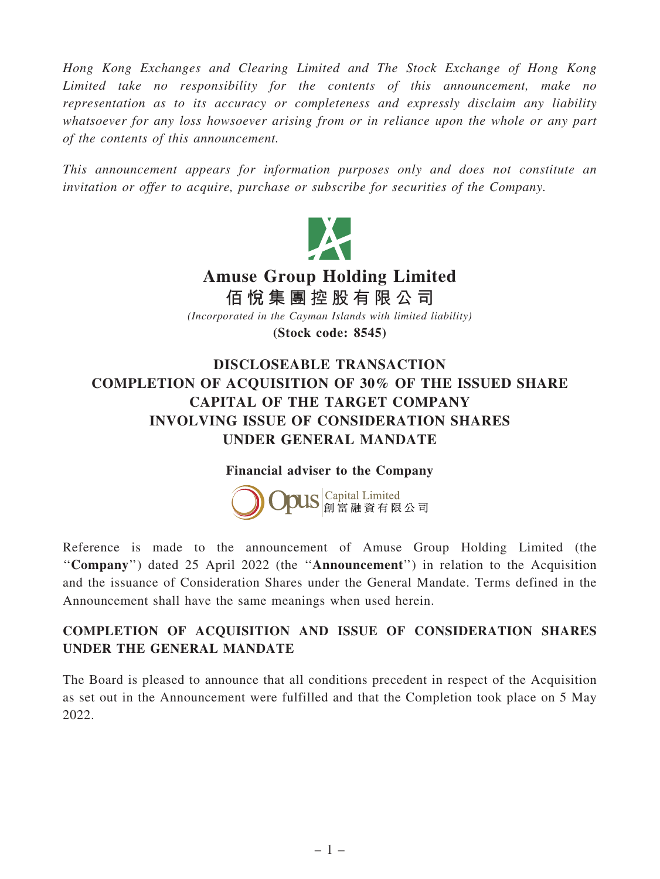*Hong Kong Exchanges and Clearing Limited and The Stock Exchange of Hong Kong Limited take no responsibility for the contents of this announcement, make no representation as to its accuracy or completeness and expressly disclaim any liability whatsoever for any loss howsoever arising from or in reliance upon the whole or any part of the contents of this announcement.*

*This announcement appears for information purposes only and does not constitute an invitation or offer to acquire, purchase or subscribe for securities of the Company.*

# Amuse Group Holding Limited
# 佰悅集團控股有限公司

*(Incorporated in the Cayman Islands with limited liability)*

**(Stock code: 8545)**

## DISCLOSEABLE TRANSACTION COMPLETION OF ACQUISITION OF 30% OF THE ISSUED SHARE CAPITAL OF THE TARGET COMPANY INVOLVING ISSUE OF CONSIDERATION SHARES UNDER GENERAL MANDATE

**Financial adviser to the Company**

Opus Capital Limited 創富融資有限公司

Reference is made to the announcement of Amuse Group Holding Limited (the "**Company**") dated 25 April 2022 (the "**Announcement**") in relation to the Acquisition and the issuance of Consideration Shares under the General Mandate. Terms defined in the Announcement shall have the same meanings when used herein.

### COMPLETION OF ACQUISITION AND ISSUE OF CONSIDERATION SHARES UNDER THE GENERAL MANDATE

The Board is pleased to announce that all conditions precedent in respect of the Acquisition as set out in the Announcement were fulfilled and that the Completion took place on 5 May 2022.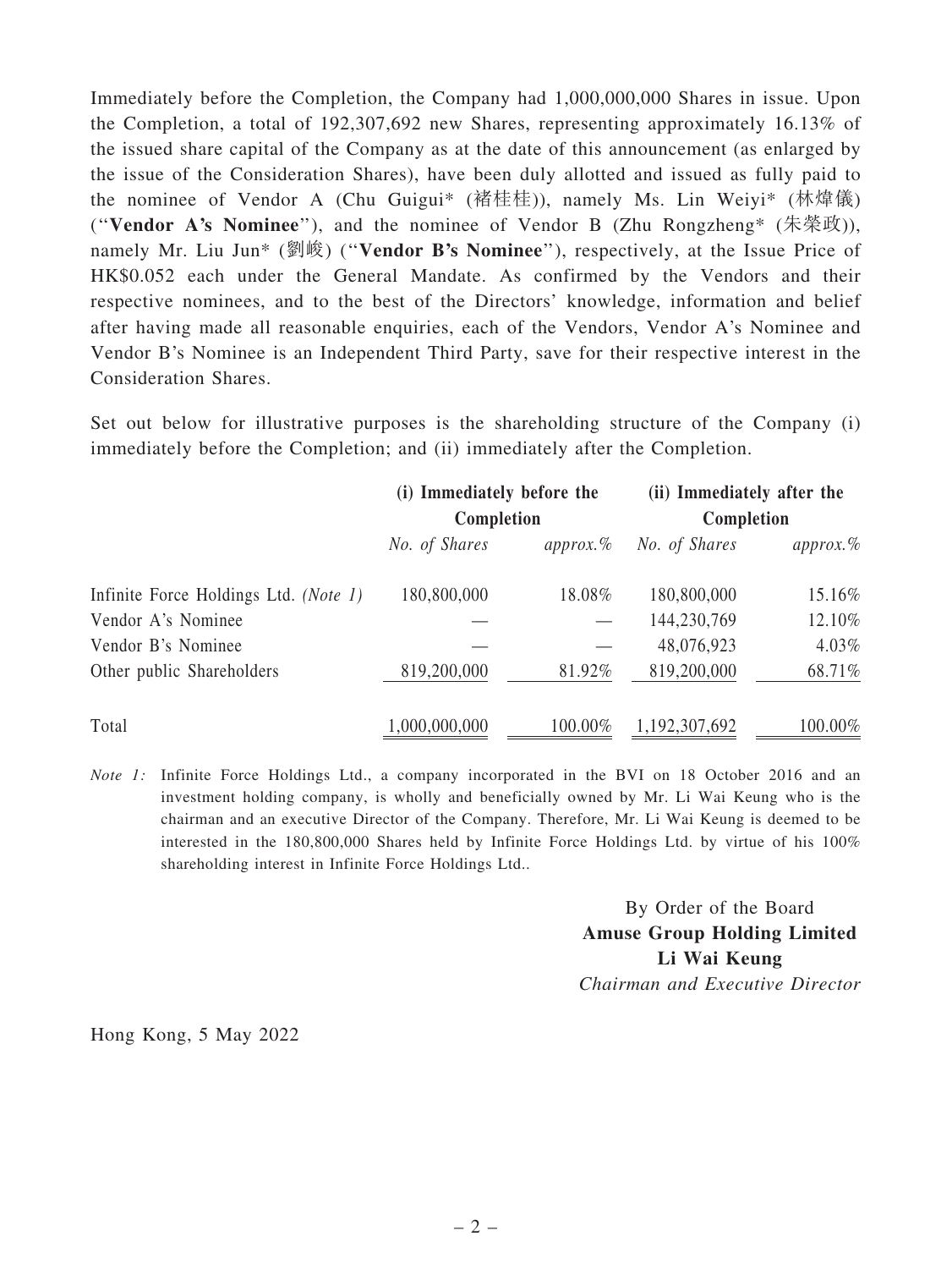Immediately before the Completion, the Company had 1,000,000,000 Shares in issue. Upon the Completion, a total of 192,307,692 new Shares, representing approximately 16.13% of the issued share capital of the Company as at the date of this announcement (as enlarged by the issue of the Consideration Shares), have been duly allotted and issued as fully paid to the nominee of Vendor A (Chu Guigui* (褚桂桂)), namely Ms. Lin Weiyi* (林煒儀) ("**Vendor A's Nominee**"), and the nominee of Vendor B (Zhu Rongzheng* (朱榮政)), namely Mr. Liu Jun* (劉峻) ("**Vendor B's Nominee**"), respectively, at the Issue Price of HK$0.052 each under the General Mandate. As confirmed by the Vendors and their respective nominees, and to the best of the Directors' knowledge, information and belief after having made all reasonable enquiries, each of the Vendors, Vendor A's Nominee and Vendor B's Nominee is an Independent Third Party, save for their respective interest in the Consideration Shares.

Set out below for illustrative purposes is the shareholding structure of the Company (i) immediately before the Completion; and (ii) immediately after the Completion.

| | **(i) Immediately before the Completion** | | **(ii) Immediately after the Completion** | |
|---|---|---|---|---|
| | *No. of Shares* | *approx.%* | *No. of Shares* | *approx.%* |
| Infinite Force Holdings Ltd. *(Note 1)* | 180,800,000 | 18.08% | 180,800,000 | 15.16% |
| Vendor A's Nominee | — | — | 144,230,769 | 12.10% |
| Vendor B's Nominee | — | — | 48,076,923 | 4.03% |
| Other public Shareholders | 819,200,000 | 81.92% | 819,200,000 | 68.71% |
| Total | 1,000,000,000 | 100.00% | 1,192,307,692 | 100.00% |

*Note 1:* Infinite Force Holdings Ltd., a company incorporated in the BVI on 18 October 2016 and an investment holding company, is wholly and beneficially owned by Mr. Li Wai Keung who is the chairman and an executive Director of the Company. Therefore, Mr. Li Wai Keung is deemed to be interested in the 180,800,000 Shares held by Infinite Force Holdings Ltd. by virtue of his 100% shareholding interest in Infinite Force Holdings Ltd..

By Order of the Board
**Amuse Group Holding Limited**
**Li Wai Keung**
*Chairman and Executive Director*

Hong Kong, 5 May 2022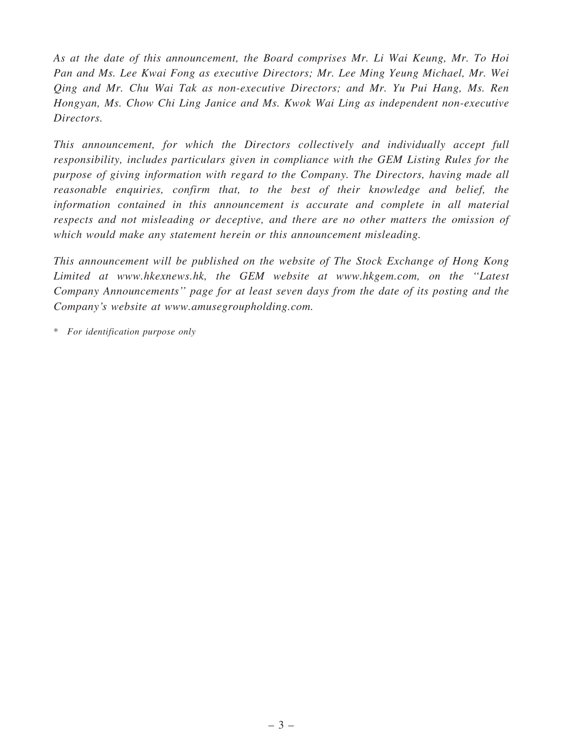*As at the date of this announcement, the Board comprises Mr. Li Wai Keung, Mr. To Hoi Pan and Ms. Lee Kwai Fong as executive Directors; Mr. Lee Ming Yeung Michael, Mr. Wei Qing and Mr. Chu Wai Tak as non-executive Directors; and Mr. Yu Pui Hang, Ms. Ren Hongyan, Ms. Chow Chi Ling Janice and Ms. Kwok Wai Ling as independent non-executive Directors.*

*This announcement, for which the Directors collectively and individually accept full responsibility, includes particulars given in compliance with the GEM Listing Rules for the purpose of giving information with regard to the Company. The Directors, having made all reasonable enquiries, confirm that, to the best of their knowledge and belief, the information contained in this announcement is accurate and complete in all material respects and not misleading or deceptive, and there are no other matters the omission of which would make any statement herein or this announcement misleading.*

*This announcement will be published on the website of The Stock Exchange of Hong Kong Limited at www.hkexnews.hk, the GEM website at www.hkgem.com, on the ''Latest Company Announcements'' page for at least seven days from the date of its posting and the Company's website at www.amusegroupholding.com.*

\* *For identification purpose only*